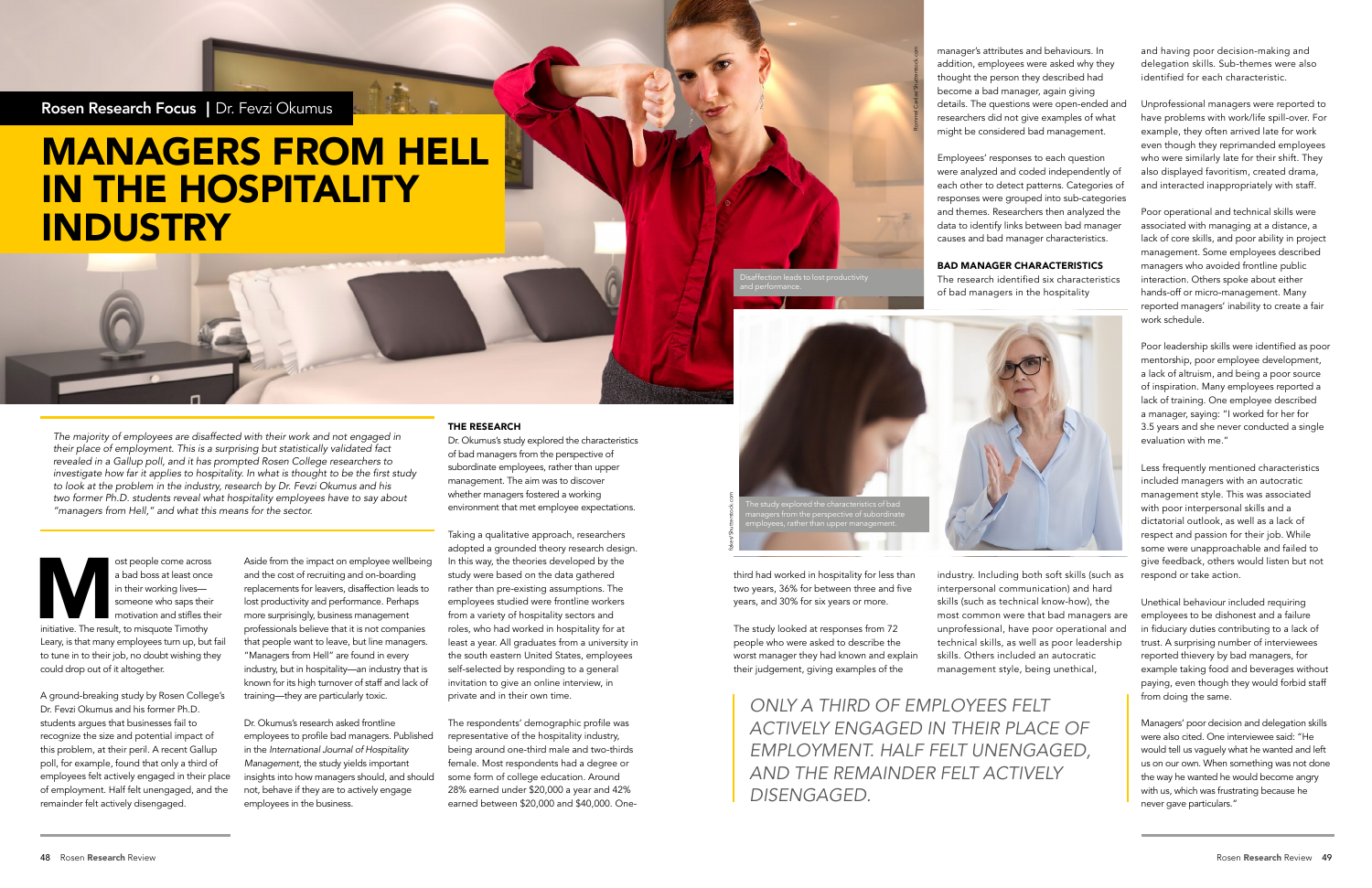Rosen Research Focus | Dr. Fevzi Okumus

# MANAGERS FROM HELL IN THE HOSPITALITY INDUSTRY

*The majority of employees are disaffected with their work and not engaged in their place of employment. This is a surprising but statistically validated fact revealed in a Gallup poll, and it has prompted Rosen College researchers to investigate how far it applies to hospitality. In what is thought to be the first study to look at the problem in the industry, research by Dr. Fevzi Okumus and his two former Ph.D. students reveal what hospitality employees have to say about "managers from Hell," and what this means for the sector.*

Most people come across a bad boss at least once in their working lives—someone who saps their motivation and stifles their initiative. The result, to misquote Timothy Leary, is that many employees turn up, but fail to tune in to their job, no doubt wishing they could drop out of it altogether.

A ground-breaking study by Rosen College's Dr. Fevzi Okumus and his former Ph.D. students argues that businesses fail to recognize the size and potential impact of this problem, at their peril. A recent Gallup poll, for example, found that only a third of employees felt actively engaged in their place of employment. Half felt unengaged, and the remainder felt actively disengaged.

Aside from the impact on employee wellbeing and the cost of recruiting and on-boarding replacements for leavers, disaffection leads to lost productivity and performance. Perhaps more surprisingly, business management professionals believe that it is not companies that people want to leave, but line managers. "Managers from Hell" are found in every industry, but in hospitality—an industry that is known for its high turnover of staff and lack of training—they are particularly toxic.

Dr. Okumus's research asked frontline employees to profile bad managers. Published in the *International Journal of Hospitality Management*, the study yields important insights into how managers should, and should not, behave if they are to actively engage employees in the business.

Disaffection leads to lost productivity and performance.

### THE RESEARCH

Dr. Okumus's study explored the characteristics of bad managers from the perspective of subordinate employees, rather than upper management. The aim was to discover whether managers fostered a working environment that met employee expectations.

Taking a qualitative approach, researchers adopted a grounded theory research design. In this way, the theories developed by the study were based on the data gathered rather than pre-existing assumptions. The employees studied were frontline workers from a variety of hospitality sectors and roles, who had worked in hospitality for at least a year. All graduates from a university in the south eastern United States, employees self-selected by responding to a general invitation to give an online interview, in private and in their own time.

The respondents' demographic profile was representative of the hospitality industry, being around one-third male and two-thirds female. Most respondents had a degree or some form of college education. Around 28% earned under $20,000 a year and 42% earned between $20,000 and $40,000. One-third had worked in hospitality for less than two years, 36% for between three and five years, and 30% for six years or more.

The study explored the characteristics of bad managers from the perspective of subordinate employees, rather than upper management.

The study looked at responses from 72 people who were asked to describe the worst manager they had known and explain their judgement, giving examples of the manager's attributes and behaviours. In addition, employees were asked why they thought the person they described had become a bad manager, again giving details. The questions were open-ended and researchers did not give examples of what might be considered bad management.

Employees' responses to each question were analyzed and coded independently of each other to detect patterns. Categories of responses were grouped into sub-categories and themes. Researchers then analyzed the data to identify links between bad manager causes and bad manager characteristics.

### BAD MANAGER CHARACTERISTICS

The research identified six characteristics of bad managers in the hospitality industry. Including both soft skills (such as interpersonal communication) and hard skills (such as technical know-how), the most common were that bad managers are unprofessional, have poor operational and technical skills, as well as poor leadership skills. Others included an autocratic management style, being unethical, and having poor decision-making and delegation skills. Sub-themes were also identified for each characteristic.

*ONLY A THIRD OF EMPLOYEES FELT ACTIVELY ENGAGED IN THEIR PLACE OF EMPLOYMENT. HALF FELT UNENGAGED, AND THE REMAINDER FELT ACTIVELY DISENGAGED.*

Unprofessional managers were reported to have problems with work/life spill-over. For example, they often arrived late for work even though they reprimanded employees who were similarly late for their shift. They also displayed favoritism, created drama, and interacted inappropriately with staff.

Poor operational and technical skills were associated with managing at a distance, a lack of core skills, and poor ability in project management. Some employees described managers who avoided frontline public interaction. Others spoke about either hands-off or micro-management. Many reported managers' inability to create a fair work schedule.

Poor leadership skills were identified as poor mentorship, poor employee development, a lack of altruism, and being a poor source of inspiration. Many employees reported a lack of training. One employee described a manager, saying: "I worked for her for 3.5 years and she never conducted a single evaluation with me."

Less frequently mentioned characteristics included managers with an autocratic management style. This was associated with poor interpersonal skills and a dictatorial outlook, as well as a lack of respect and passion for their job. While some were unapproachable and failed to give feedback, others would listen but not respond or take action.

Unethical behaviour included requiring employees to be dishonest and a failure in fiduciary duties contributing to a lack of trust. A surprising number of interviewees reported thievery by bad managers, for example taking food and beverages without paying, even though they would forbid staff from doing the same.

Managers' poor decision and delegation skills were also cited. One interviewee said: "He would tell us vaguely what he wanted and left us on our own. When something was not done the way he wanted he would become angry with us, which was frustrating because he never gave particulars."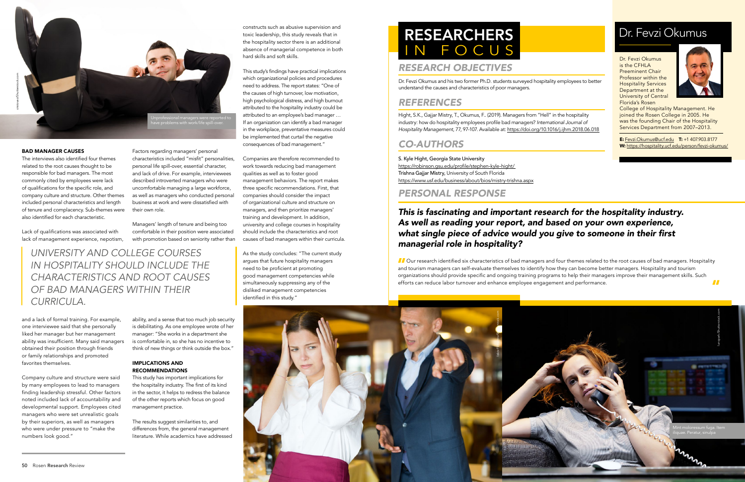Unprofessional managers were reported to have problems with work/life spill-over.

### BAD MANAGER CAUSES

The interviews also identified four themes related to the root causes thought to be responsible for bad managers. The most commonly cited by employees were lack of qualifications for the specific role, and company culture and structure. Other themes included personal characteristics and length of tenure and complacency. Sub-themes were also identified for each characteristic.

Lack of qualifications was associated with lack of management experience, nepotism, and a lack of formal training. For example, one interviewee said that she personally liked her manager but her management ability was insufficient. Many said managers obtained their position through friends or family relationships and promoted favorites themselves.

Company culture and structure were said by many employees to lead to managers finding leadership stressful. Other factors noted included lack of accountability and developmental support. Employees cited managers who were set unrealistic goals by their superiors, as well as managers who were under pressure to "make the numbers look good."

Factors regarding managers' personal characteristics included "misfit" personalities, personal life spill-over, essential character, and lack of drive. For example, interviewees described introverted managers who were uncomfortable managing a large workforce, as well as managers who conducted personal business at work and were dissatisfied with their own role.

Managers' length of tenure and being too comfortable in their position were associated with promotion based on seniority rather than ability, and a sense that too much job security is debilitating. As one employee wrote of her manager: "She works in a department she is comfortable in, so she has no incentive to think of new things or think outside the box."

*UNIVERSITY AND COLLEGE COURSES IN HOSPITALITY SHOULD INCLUDE THE CHARACTERISTICS AND ROOT CAUSES OF BAD MANAGERS WITHIN THEIR CURRICULA.*

### IMPLICATIONS AND RECOMMENDATIONS

This study has important implications for the hospitality industry. The first of its kind in the sector, it helps to redress the balance of the other reports which focus on good management practice.

The results suggest similarities to, and differences from, the general management literature. While academics have addressed constructs such as abusive supervision and toxic leadership, this study reveals that in the hospitality sector there is an additional absence of managerial competence in both hard skills and soft skills.

This study's findings have practical implications which organizational policies and procedures need to address. The report states: "One of the causes of high turnover, low motivation, high psychological distress, and high burnout attributed to the hospitality industry could be attributed to an employee's bad manager … If an organization can identify a bad manager in the workplace, preventative measures could be implemented that curtail the negative consequences of bad management."

Companies are therefore recommended to work towards reducing bad management qualities as well as to foster good management behaviors. The report makes three specific recommendations. First, that companies should consider the impact of organizational culture and structure on managers, and then prioritize managers' training and development. In addition, university and college courses in hospitality should include the characteristics and root causes of bad managers within their curricula.

As the study concludes: "The current study argues that future hospitality managers need to be proficient at promoting good management competencies while simultaneously suppressing any of the disliked management competencies identified in this study."

# RESEARCHERS IN FOCUS

## RESEARCH OBJECTIVES

Dr. Fevzi Okumus and his two former Ph.D. students surveyed hospitality employees to better understand the causes and characteristics of poor managers.

## REFERENCES

Hight, S.K., Gajjar Mistry, T., Okumus, F.. (2019). Managers from "Hell" in the hospitality industry: how do hospitality employees profile bad managers? *International Journal of Hospitality Management*, 77, 97-107. Available at: https://doi.org/10.1016/j.ijhm.2018.06.018

## CO-AUTHORS

**S. Kyle Hight, Georgia State University**
https://robinson.gsu.edu/profile/stephen-kyle-hight/
**Trishna Gajjar Mistry,** University of South Florida
https://www.usf.edu/business/about/bios/mistry-trishna.aspx

## PERSONAL RESPONSE

***This is fascinating and important research for the hospitality industry. As well as reading your report, and based on your own experience, what single piece of advice would you give to someone in their first managerial role in hospitality?***

"Our research identified six characteristics of bad managers and four themes related to the root causes of bad managers. Hospitality and tourism managers can self-evaluate themselves to identify how they can become better managers. Hospitality and tourism organizations should provide specific and ongoing training programs to help their managers improve their management skills. Such efforts can reduce labor turnover and enhance employee engagement and performance."

## Dr. Fevzi Okumus

Dr. Fevzi Okumus is the CFHLA Preeminent Chair Professor within the Hospitality Services Department at the University of Central Florida's Rosen College of Hospitality Management. He joined the Rosen College in 2005. He was the founding Chair of the Hospitality Services Department from 2007–2013.

**E:** Fevzi.Okumus@ucf.edu **T:** +1 407.903.8177
**W:** https://hospitality.ucf.edu/person/fevzi-okumus/

Mint moloressum fuga. Item iliquae. Peratur, sinulpa